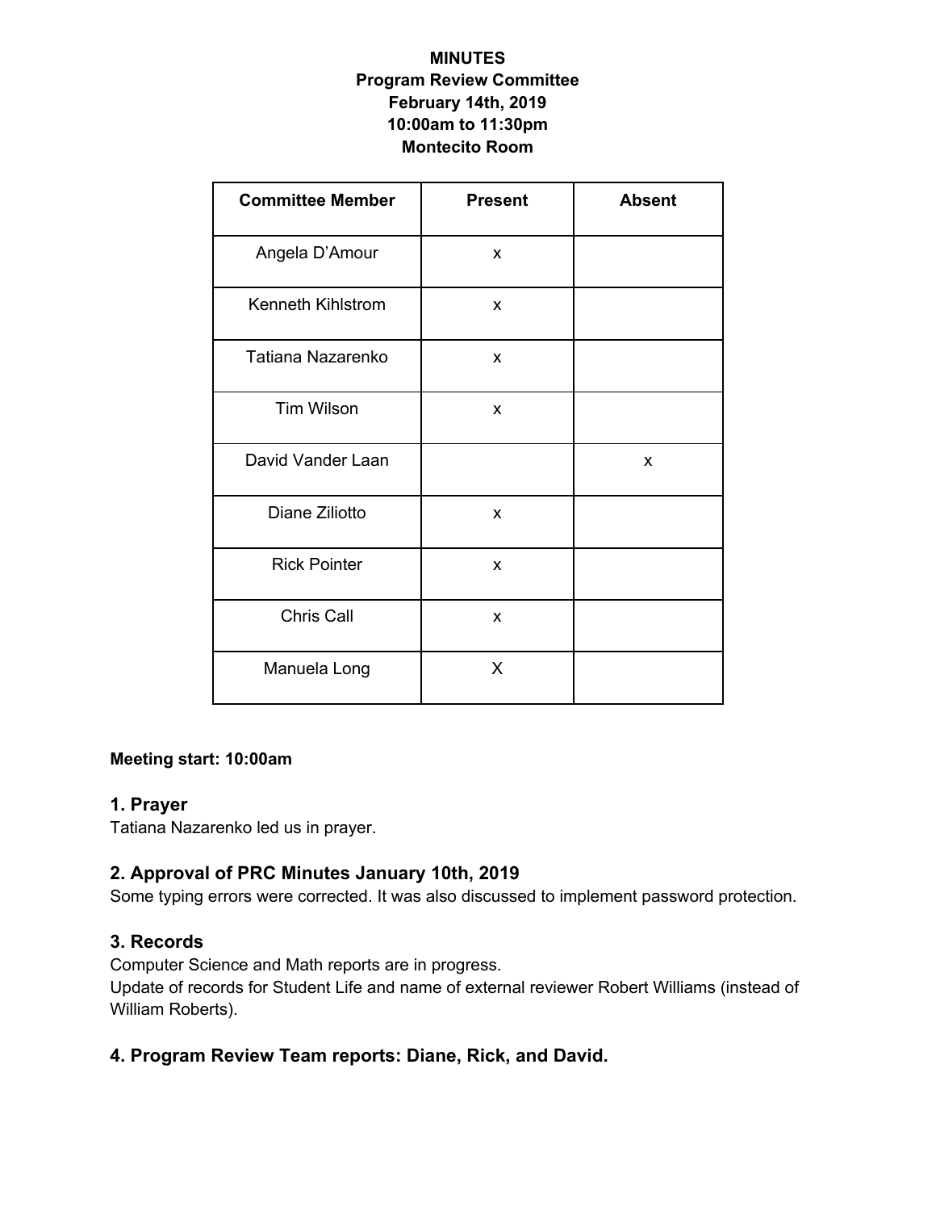**MINUTES**
**Program Review Committee**
**February 14th, 2019**
**10:00am to 11:30pm**
**Montecito Room**

| Committee Member | Present | Absent |
| --- | --- | --- |
| Angela D'Amour | x | |
| Kenneth Kihlstrom | x | |
| Tatiana Nazarenko | x | |
| Tim Wilson | x | |
| David Vander Laan | | x |
| Diane Ziliotto | x | |
| Rick Pointer | x | |
| Chris Call | x | |
| Manuela Long | X | |

**Meeting start: 10:00am**

## 1. Prayer

Tatiana Nazarenko led us in prayer.

## 2. Approval of PRC Minutes January 10th, 2019

Some typing errors were corrected. It was also discussed to implement password protection.

## 3. Records

Computer Science and Math reports are in progress.
Update of records for Student Life and name of external reviewer Robert Williams (instead of William Roberts).

## 4. Program Review Team reports: Diane, Rick, and David.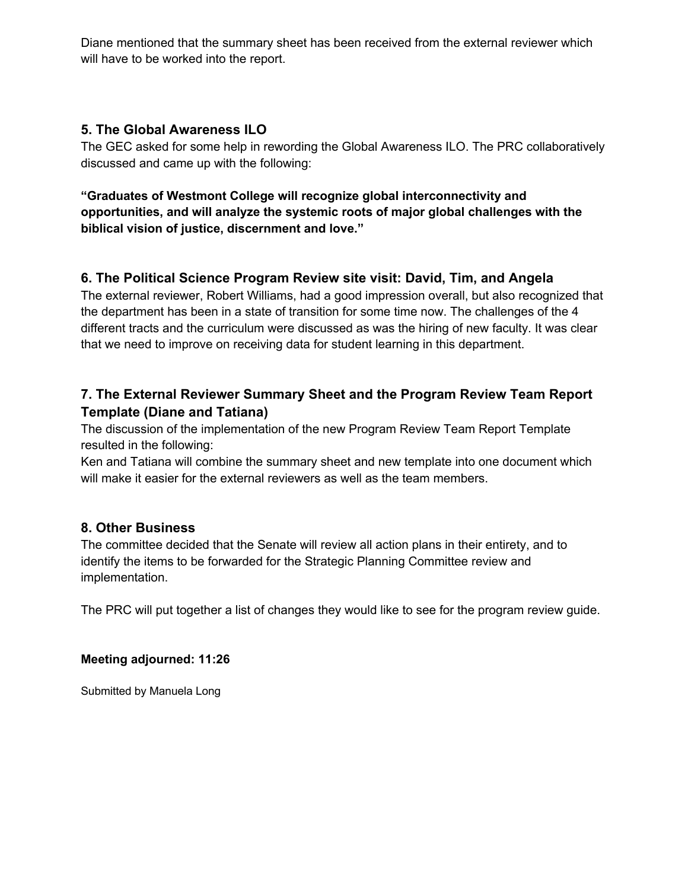Diane mentioned that the summary sheet has been received from the external reviewer which will have to be worked into the report.

### 5. The Global Awareness ILO

The GEC asked for some help in rewording the Global Awareness ILO. The PRC collaboratively discussed and came up with the following:

**"Graduates of Westmont College will recognize global interconnectivity and opportunities, and will analyze the systemic roots of major global challenges with the biblical vision of justice, discernment and love."**

### 6. The Political Science Program Review site visit: David, Tim, and Angela

The external reviewer, Robert Williams, had a good impression overall, but also recognized that the department has been in a state of transition for some time now. The challenges of the 4 different tracts and the curriculum were discussed as was the hiring of new faculty. It was clear that we need to improve on receiving data for student learning in this department.

### 7. The External Reviewer Summary Sheet and the Program Review Team Report Template (Diane and Tatiana)

The discussion of the implementation of the new Program Review Team Report Template resulted in the following:
Ken and Tatiana will combine the summary sheet and new template into one document which will make it easier for the external reviewers as well as the team members.

### 8. Other Business

The committee decided that the Senate will review all action plans in their entirety, and to identify the items to be forwarded for the Strategic Planning Committee review and implementation.

The PRC will put together a list of changes they would like to see for the program review guide.

**Meeting adjourned: 11:26**

Submitted by Manuela Long